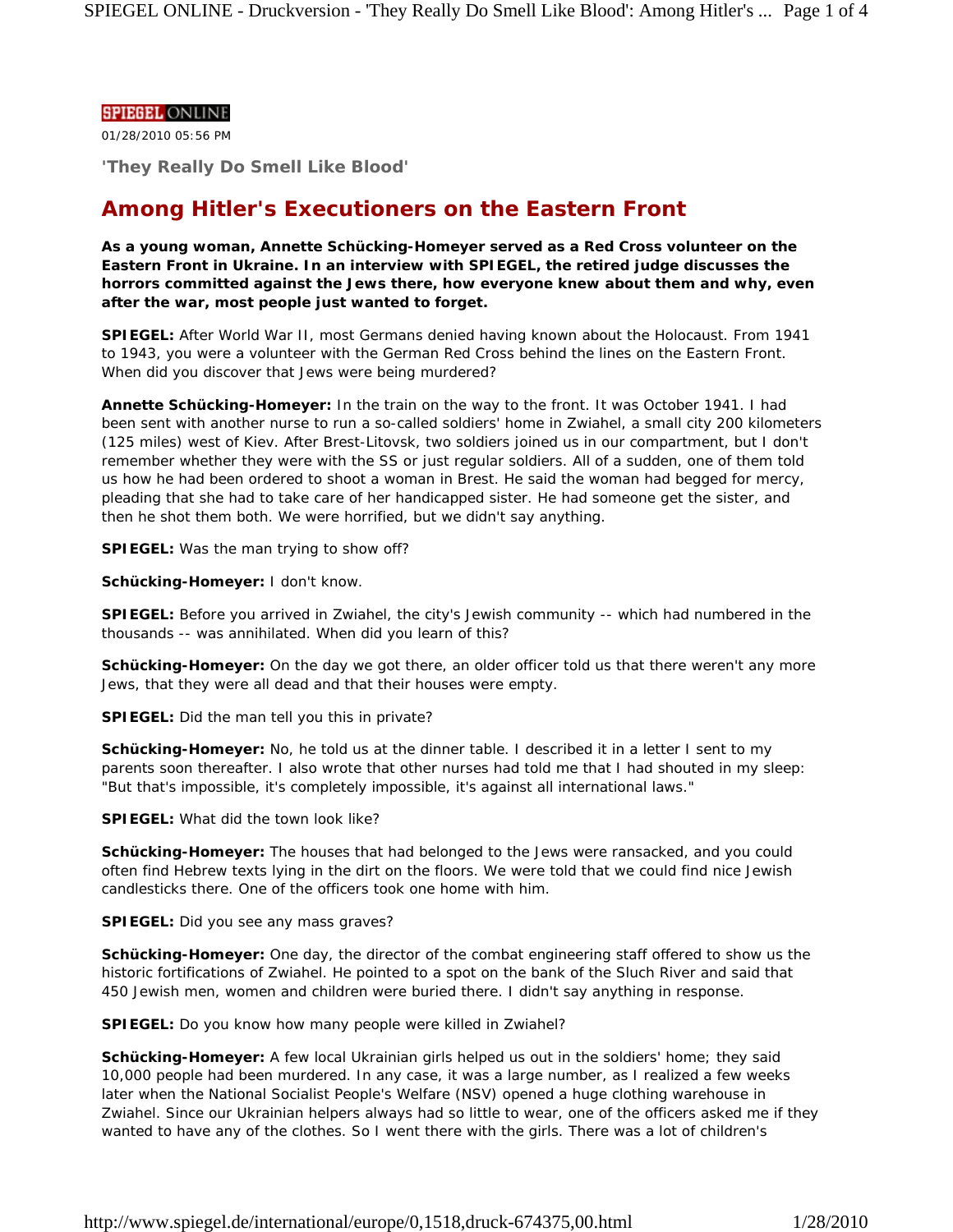SPIEGEL ONLINE

01/28/2010 05:56 PM

**'They Really Do Smell Like Blood'**

# Among Hitler's Executioners on the Eastern Front

**As a young woman, Annette Schücking-Homeyer served as a Red Cross volunteer on the Eastern Front in Ukraine. In an interview with SPIEGEL, the retired judge discusses the horrors committed against the Jews there, how everyone knew about them and why, even after the war, most people just wanted to forget.**

**SPIEGEL:** After World War II, most Germans denied having known about the Holocaust. From 1941 to 1943, you were a volunteer with the German Red Cross behind the lines on the Eastern Front. When did you discover that Jews were being murdered?

**Annette Schücking-Homeyer:** In the train on the way to the front. It was October 1941. I had been sent with another nurse to run a so-called soldiers' home in Zwiahel, a small city 200 kilometers (125 miles) west of Kiev. After Brest-Litovsk, two soldiers joined us in our compartment, but I don't remember whether they were with the SS or just regular soldiers. All of a sudden, one of them told us how he had been ordered to shoot a woman in Brest. He said the woman had begged for mercy, pleading that she had to take care of her handicapped sister. He had someone get the sister, and then he shot them both. We were horrified, but we didn't say anything.

**SPIEGEL:** Was the man trying to show off?

**Schücking-Homeyer:** I don't know.

**SPIEGEL:** Before you arrived in Zwiahel, the city's Jewish community -- which had numbered in the thousands -- was annihilated. When did you learn of this?

**Schücking-Homeyer:** On the day we got there, an older officer told us that there weren't any more Jews, that they were all dead and that their houses were empty.

**SPIEGEL:** Did the man tell you this in private?

**Schücking-Homeyer:** No, he told us at the dinner table. I described it in a letter I sent to my parents soon thereafter. I also wrote that other nurses had told me that I had shouted in my sleep: "But that's impossible, it's completely impossible, it's against all international laws."

**SPIEGEL:** What did the town look like?

**Schücking-Homeyer:** The houses that had belonged to the Jews were ransacked, and you could often find Hebrew texts lying in the dirt on the floors. We were told that we could find nice Jewish candlesticks there. One of the officers took one home with him.

**SPIEGEL:** Did you see any mass graves?

**Schücking-Homeyer:** One day, the director of the combat engineering staff offered to show us the historic fortifications of Zwiahel. He pointed to a spot on the bank of the Sluch River and said that 450 Jewish men, women and children were buried there. I didn't say anything in response.

**SPIEGEL:** Do you know how many people were killed in Zwiahel?

**Schücking-Homeyer:** A few local Ukrainian girls helped us out in the soldiers' home; they said 10,000 people had been murdered. In any case, it was a large number, as I realized a few weeks later when the National Socialist People's Welfare (NSV) opened a huge clothing warehouse in Zwiahel. Since our Ukrainian helpers always had so little to wear, one of the officers asked me if they wanted to have any of the clothes. So I went there with the girls. There was a lot of children's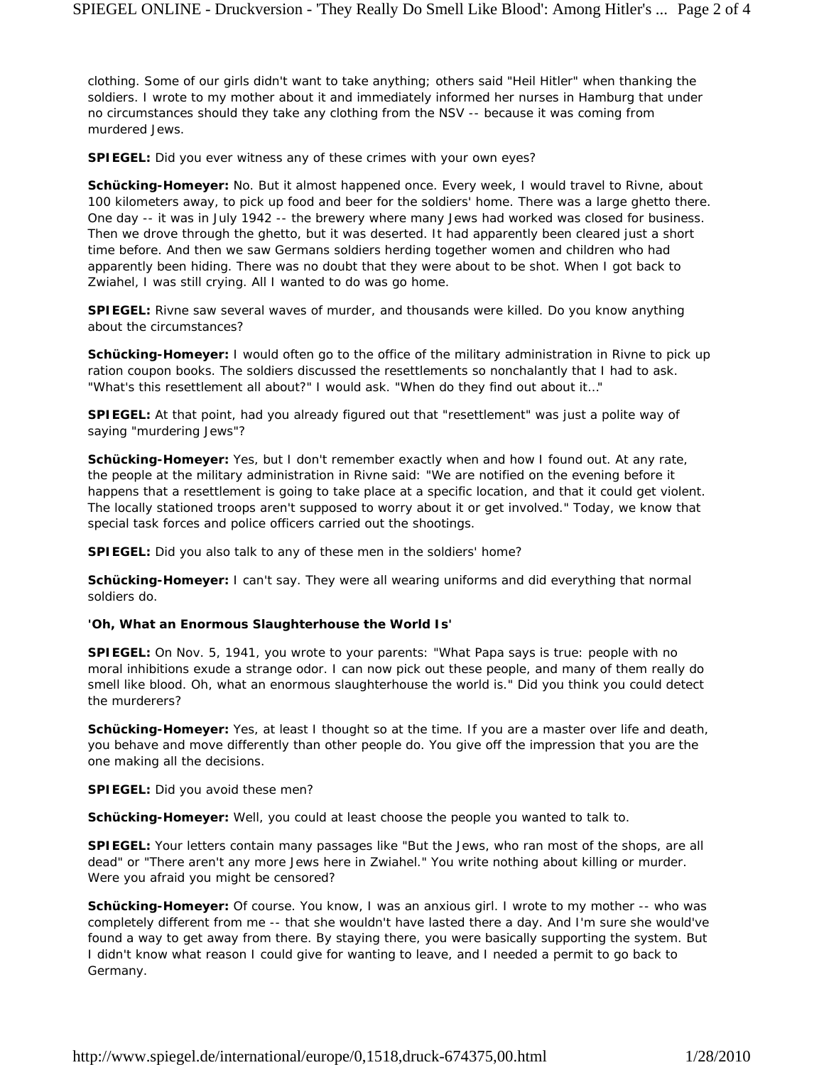clothing. Some of our girls didn't want to take anything; others said "Heil Hitler" when thanking the soldiers. I wrote to my mother about it and immediately informed her nurses in Hamburg that under no circumstances should they take any clothing from the NSV -- because it was coming from murdered Jews.

**SPIEGEL:** Did you ever witness any of these crimes with your own eyes?

**Schücking-Homeyer:** No. But it almost happened once. Every week, I would travel to Rivne, about 100 kilometers away, to pick up food and beer for the soldiers' home. There was a large ghetto there. One day -- it was in July 1942 -- the brewery where many Jews had worked was closed for business. Then we drove through the ghetto, but it was deserted. It had apparently been cleared just a short time before. And then we saw Germans soldiers herding together women and children who had apparently been hiding. There was no doubt that they were about to be shot. When I got back to Zwiahel, I was still crying. All I wanted to do was go home.

**SPIEGEL:** Rivne saw several waves of murder, and thousands were killed. Do you know anything about the circumstances?

**Schücking-Homeyer:** I would often go to the office of the military administration in Rivne to pick up ration coupon books. The soldiers discussed the resettlements so nonchalantly that I had to ask. "What's this resettlement all about?" I would ask. "When do they find out about it..."

**SPIEGEL:** At that point, had you already figured out that "resettlement" was just a polite way of saying "murdering Jews"?

**Schücking-Homeyer:** Yes, but I don't remember exactly when and how I found out. At any rate, the people at the military administration in Rivne said: "We are notified on the evening before it happens that a resettlement is going to take place at a specific location, and that it could get violent. The locally stationed troops aren't supposed to worry about it or get involved." Today, we know that special task forces and police officers carried out the shootings.

**SPIEGEL:** Did you also talk to any of these men in the soldiers' home?

**Schücking-Homeyer:** I can't say. They were all wearing uniforms and did everything that normal soldiers do.

**'Oh, What an Enormous Slaughterhouse the World Is'**

**SPIEGEL:** On Nov. 5, 1941, you wrote to your parents: "What Papa says is true: people with no moral inhibitions exude a strange odor. I can now pick out these people, and many of them really do smell like blood. Oh, what an enormous slaughterhouse the world is." Did you think you could detect the murderers?

**Schücking-Homeyer:** Yes, at least I thought so at the time. If you are a master over life and death, you behave and move differently than other people do. You give off the impression that you are the one making all the decisions.

**SPIEGEL:** Did you avoid these men?

**Schücking-Homeyer:** Well, you could at least choose the people you wanted to talk to.

**SPIEGEL:** Your letters contain many passages like "But the Jews, who ran most of the shops, are all dead" or "There aren't any more Jews here in Zwiahel." You write nothing about killing or murder. Were you afraid you might be censored?

**Schücking-Homeyer:** Of course. You know, I was an anxious girl. I wrote to my mother -- who was completely different from me -- that she wouldn't have lasted there a day. And I'm sure she would've found a way to get away from there. By staying there, you were basically supporting the system. But I didn't know what reason I could give for wanting to leave, and I needed a permit to go back to Germany.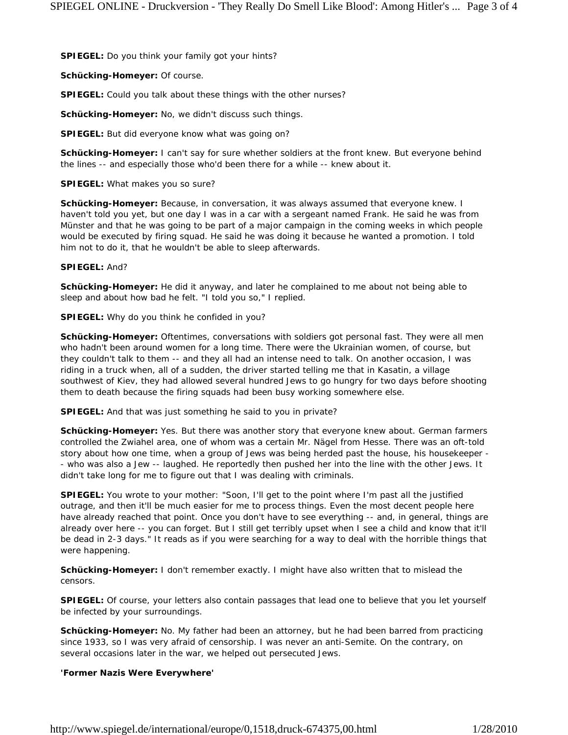**SPIEGEL:** Do you think your family got your hints?

**Schücking-Homeyer:** Of course.

**SPIEGEL:** Could you talk about these things with the other nurses?

**Schücking-Homeyer:** No, we didn't discuss such things.

**SPIEGEL:** But did everyone know what was going on?

**Schücking-Homeyer:** I can't say for sure whether soldiers at the front knew. But everyone behind the lines -- and especially those who'd been there for a while -- knew about it.

**SPIEGEL:** What makes you so sure?

**Schücking-Homeyer:** Because, in conversation, it was always assumed that everyone knew. I haven't told you yet, but one day I was in a car with a sergeant named Frank. He said he was from Münster and that he was going to be part of a major campaign in the coming weeks in which people would be executed by firing squad. He said he was doing it because he wanted a promotion. I told him not to do it, that he wouldn't be able to sleep afterwards.

**SPIEGEL:** And?

**Schücking-Homeyer:** He did it anyway, and later he complained to me about not being able to sleep and about how bad he felt. "I told you so," I replied.

**SPIEGEL:** Why do you think he confided in you?

**Schücking-Homeyer:** Oftentimes, conversations with soldiers got personal fast. They were all men who hadn't been around women for a long time. There were the Ukrainian women, of course, but they couldn't talk to them -- and they all had an intense need to talk. On another occasion, I was riding in a truck when, all of a sudden, the driver started telling me that in Kasatin, a village southwest of Kiev, they had allowed several hundred Jews to go hungry for two days before shooting them to death because the firing squads had been busy working somewhere else.

**SPIEGEL:** And that was just something he said to you in private?

**Schücking-Homeyer:** Yes. But there was another story that everyone knew about. German farmers controlled the Zwiahel area, one of whom was a certain Mr. Nägel from Hesse. There was an oft-told story about how one time, when a group of Jews was being herded past the house, his housekeeper -- who was also a Jew -- laughed. He reportedly then pushed her into the line with the other Jews. It didn't take long for me to figure out that I was dealing with criminals.

**SPIEGEL:** You wrote to your mother: "Soon, I'll get to the point where I'm past all the justified outrage, and then it'll be much easier for me to process things. Even the most decent people here have already reached that point. Once you don't have to see everything -- and, in general, things are already over here -- you can forget. But I still get terribly upset when I see a child and know that it'll be dead in 2-3 days." It reads as if you were searching for a way to deal with the horrible things that were happening.

**Schücking-Homeyer:** I don't remember exactly. I might have also written that to mislead the censors.

**SPIEGEL:** Of course, your letters also contain passages that lead one to believe that you let yourself be infected by your surroundings.

**Schücking-Homeyer:** No. My father had been an attorney, but he had been barred from practicing since 1933, so I was very afraid of censorship. I was never an anti-Semite. On the contrary, on several occasions later in the war, we helped out persecuted Jews.

**'Former Nazis Were Everywhere'**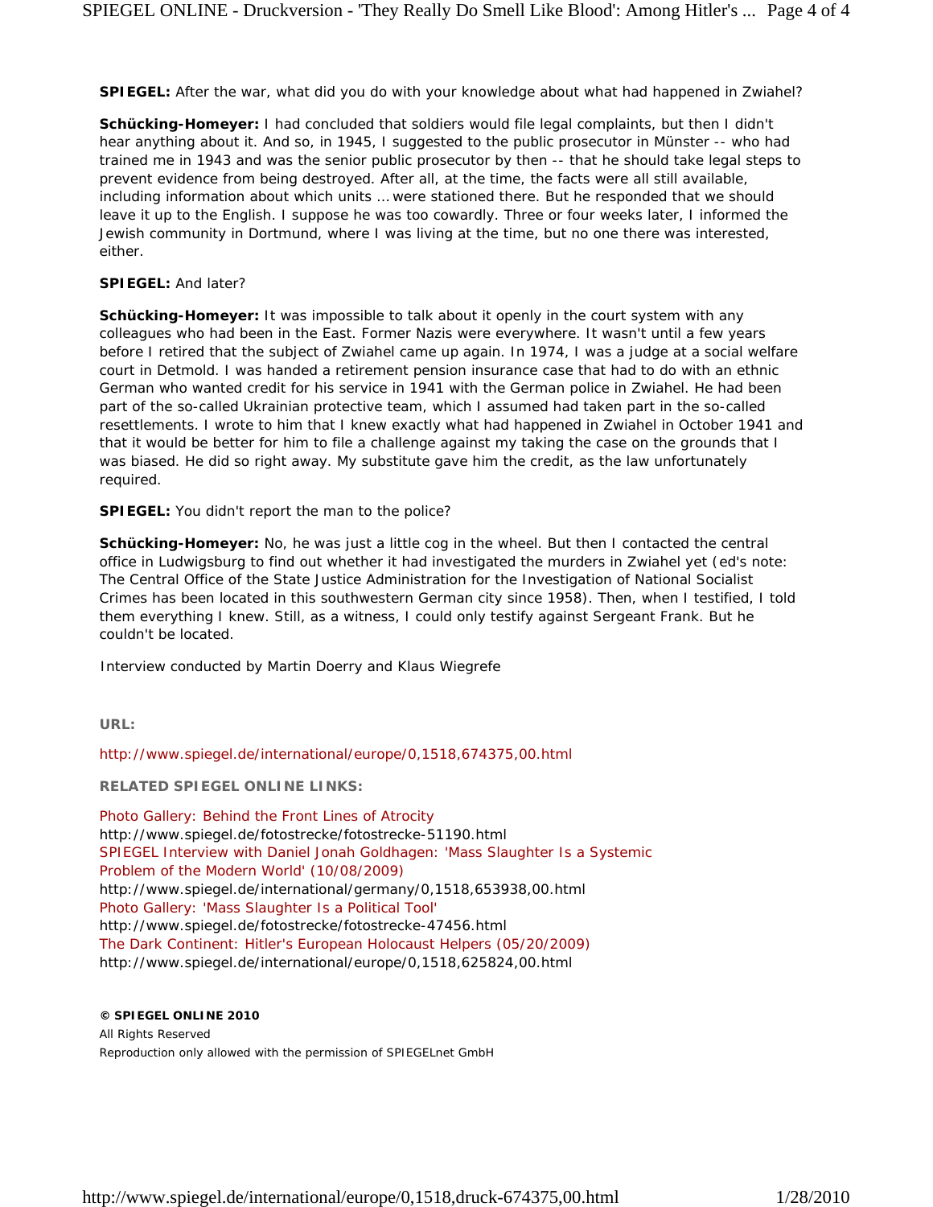**SPIEGEL:** After the war, what did you do with your knowledge about what had happened in Zwiahel?

**Schücking-Homeyer:** I had concluded that soldiers would file legal complaints, but then I didn't hear anything about it. And so, in 1945, I suggested to the public prosecutor in Münster -- who had trained me in 1943 and was the senior public prosecutor by then -- that he should take legal steps to prevent evidence from being destroyed. After all, at the time, the facts were all still available, including information about which units ... were stationed there. But he responded that we should leave it up to the English. I suppose he was too cowardly. Three or four weeks later, I informed the Jewish community in Dortmund, where I was living at the time, but no one there was interested, either.

**SPIEGEL:** And later?

**Schücking-Homeyer:** It was impossible to talk about it openly in the court system with any colleagues who had been in the East. Former Nazis were everywhere. It wasn't until a few years before I retired that the subject of Zwiahel came up again. In 1974, I was a judge at a social welfare court in Detmold. I was handed a retirement pension insurance case that had to do with an ethnic German who wanted credit for his service in 1941 with the German police in Zwiahel. He had been part of the so-called Ukrainian protective team, which I assumed had taken part in the so-called resettlements. I wrote to him that I knew exactly what had happened in Zwiahel in October 1941 and that it would be better for him to file a challenge against my taking the case on the grounds that I was biased. He did so right away. My substitute gave him the credit, as the law unfortunately required.

**SPIEGEL:** You didn't report the man to the police?

**Schücking-Homeyer:** No, he was just a little cog in the wheel. But then I contacted the central office in Ludwigsburg to find out whether it had investigated the murders in Zwiahel yet (ed's note: The Central Office of the State Justice Administration for the Investigation of National Socialist Crimes has been located in this southwestern German city since 1958). Then, when I testified, I told them everything I knew. Still, as a witness, I could only testify against Sergeant Frank. But he couldn't be located.

Interview conducted by Martin Doerry and Klaus Wiegrefe

**URL:**

http://www.spiegel.de/international/europe/0,1518,674375,00.html

**RELATED SPIEGEL ONLINE LINKS:**

Photo Gallery: Behind the Front Lines of Atrocity
http://www.spiegel.de/fotostrecke/fotostrecke-51190.html
SPIEGEL Interview with Daniel Jonah Goldhagen: 'Mass Slaughter Is a Systemic Problem of the Modern World' (10/08/2009)
http://www.spiegel.de/international/germany/0,1518,653938,00.html
Photo Gallery: 'Mass Slaughter Is a Political Tool'
http://www.spiegel.de/fotostrecke/fotostrecke-47456.html
The Dark Continent: Hitler's European Holocaust Helpers (05/20/2009)
http://www.spiegel.de/international/europe/0,1518,625824,00.html

**© SPIEGEL ONLINE 2010**
All Rights Reserved
Reproduction only allowed with the permission of SPIEGELnet GmbH